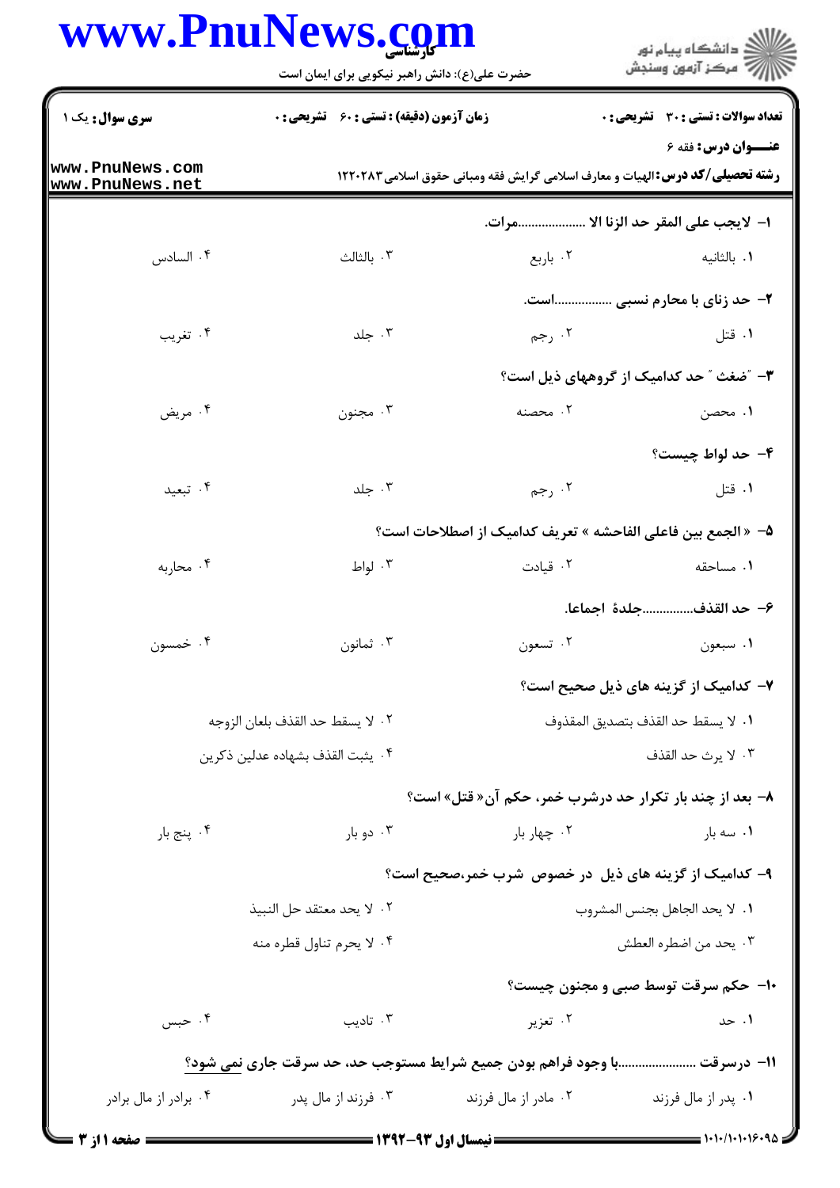**سری سوال:** یک ۱

**زمان آزمون (دقیقه) : تستی : ۶۰ تشریحی : ۰**

**تعداد سوالات : تستی : ۳۰ تشریحی : ۰**

**عنـــوان درس:** فقه ۶

**رشته تحصیلی/کد درس:** الهیات و معارف اسلامی گرایش فقه ومبانی حقوق اسلامی۱۲۲۰۲۸۳

**۱- لایجب علی المقر حد الزنا الا ....................مرات.**

۱. بالثانیه
۲. باربع
۳. بالثالث
۴. السادس

**۲- حد زنای با محارم نسبی ................است.**

۱. قتل
۲. رجم
۳. جلد
۴. تغریب

**۳- "ضغث" حد کدامیک از گروههای ذیل است؟**

۱. محصن
۲. محصنه
۳. مجنون
۴. مریض

**۴- حد لواط چیست؟**

۱. قتل
۲. رجم
۳. جلد
۴. تبعید

**۵- « الجمع بین فاعلی الفاحشه » تعریف کدامیک از اصطلاحات است؟**

۱. مساحقه
۲. قیادت
۳. لواط
۴. محاربه

**۶- حد القذف...............جلدهٔ اجماعا.**

۱. سبعون
۲. تسعون
۳. ثمانون
۴. خمسون

**۷- کدامیک از گزینه های ذیل صحیح است؟**

۱. لا یسقط حد القذف بتصدیق المقذوف
۲. لا یسقط حد القذف بلعان الزوجه
۳. لا یرث حد القذف
۴. یثبت القذف بشهاده عدلین ذکرین

**۸- بعد از چند بار تکرار حد درشرب خمر، حکم آن« قتل» است؟**

۱. سه بار
۲. چهار بار
۳. دو بار
۴. پنج بار

**۹- کدامیک از گزینه های ذیل در خصوص شرب خمر،صحیح است؟**

۱. لا یحد الجاهل بجنس المشروب
۲. لا یحد معتقد حل النبیذ
۳. یحد من اضطره العطش
۴. لا یحرم تناول قطره منه

**۱۰- حکم سرقت توسط صبی و مجنون چیست؟**

۱. حد
۲. تعزیر
۳. تادیب
۴. حبس

**۱۱- درسرقت .......................با وجود فراهم بودن جمیع شرایط مستوجب حد، حد سرقت جاری نمی شود؟**

۱. پدر از مال فرزند
۲. مادر از مال فرزند
۳. فرزند از مال پدر
۴. برادر از مال برادر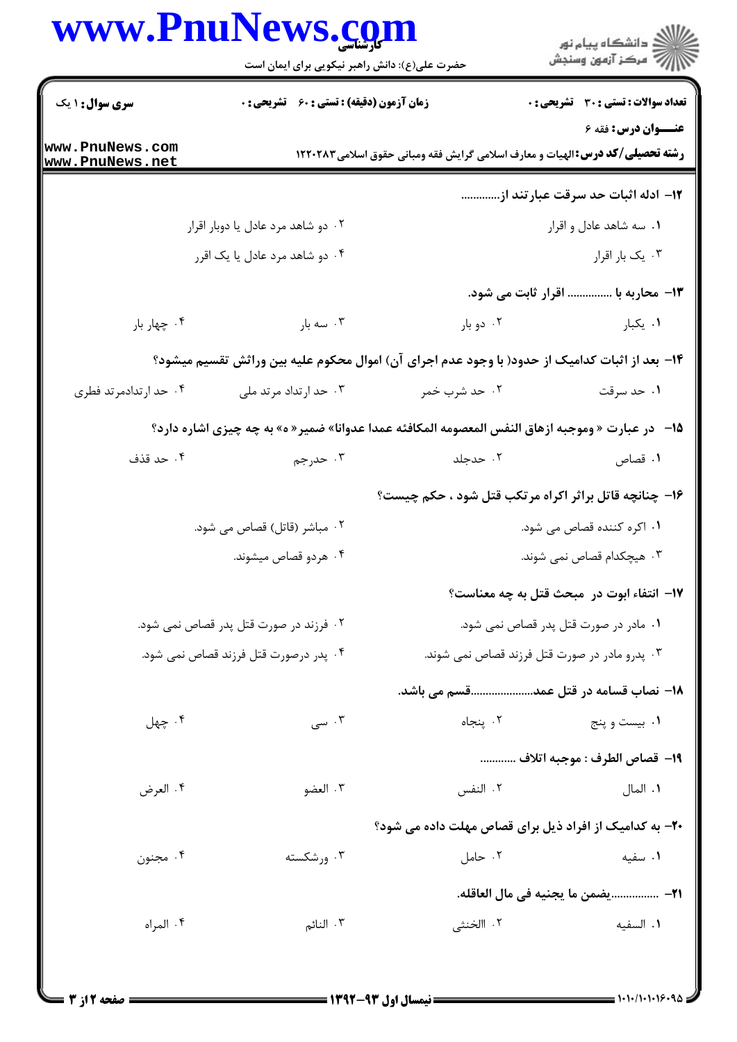سری سوال: ۱ یک | زمان آزمون (دقیقه) : تستی : ۶۰ تشریحی : ۰ | تعداد سوالات : تستی : ۳۰ تشریحی : ۰

**عنـــوان درس:** فقه ۶

**رشته تحصیلی/کد درس:** الهیات و معارف اسلامی گرایش فقه ومبانی حقوق اسلامی۱۲۲۰۲۸۳

**۱۲- ادله اثبات حد سرقت عبارتند از.............**

۱. سه شاهد عادل و اقرار
۲. دو شاهد مرد عادل یا دوبار اقرار
۳. یک بار اقرار
۴. دو شاهد مرد عادل یا یک اقرر

**۱۳- محاربه با .............. اقرار ثابت می شود.**

۱. یکبار
۲. دو بار
۳. سه بار
۴. چهار بار

**۱۴- بعد از اثبات کدامیک از حدود( با وجود عدم اجرای آن) اموال محکوم علیه بین وراثش تقسیم میشود؟**

۱. حد سرقت
۲. حد شرب خمر
۳. حد ارتداد مرتد ملی
۴. حد ارتدادمرتد فطری

**۱۵- در عبارت « وموجبه ازهاق النفس المعصومه المکافئه عمدا عدوانا» ضمیر« ه» به چه چیزی اشاره دارد؟**

۱. قصاص
۲. حدجلد
۳. حدرجم
۴. حد قذف

**۱۶- چنانچه قاتل براثر اکراه مرتکب قتل شود ، حکم چیست؟**

۱. اکره کننده قصاص می شود.
۲. مباشر (قاتل) قصاص می شود.
۳. هیچکدام قصاص نمی شوند.
۴. هردو قصاص میشوند.

**۱۷- انتفاء ابوت در مبحث قتل به چه معناست؟**

۱. مادر در صورت قتل پدر قصاص نمی شود.
۲. فرزند در صورت قتل پدر قصاص نمی شود.
۳. پدرو مادر در صورت قتل فرزند قصاص نمی شوند.
۴. پدر درصورت قتل فرزند قصاص نمی شود.

**۱۸- نصاب قسامه در قتل عمد.....................قسم می باشد.**

۱. بیست و پنج
۲. پنجاه
۳. سی
۴. چهل

**۱۹- قصاص الطرف : موجبه اتلاف ............**

۱. المال
۲. النفس
۳. العضو
۴. العرض

**۲۰- به کدامیک از افراد ذیل برای قصاص مهلت داده می شود؟**

۱. سفیه
۲. حامل
۳. ورشکسته
۴. مجنون

**۲۱- ...............یضمن ما یجنیه فی مال العاقله.**

۱. السفیه
۲. االخنثی
۳. النائم
۴. المراه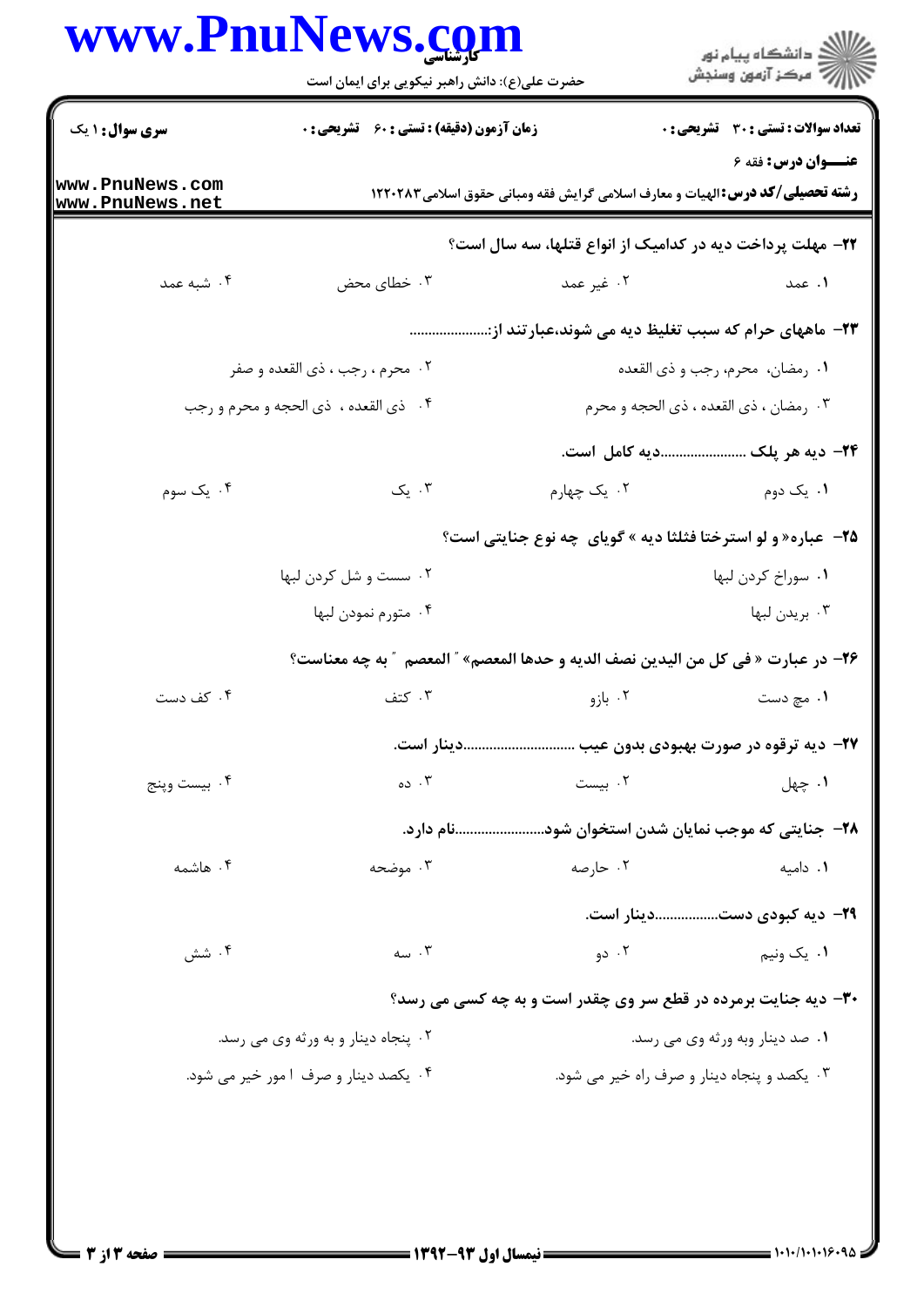۲۲- مهلت پرداخت دیه در کدامیک از انواع قتلها، سه سال است؟

۱. عمد ۲. غیر عمد ۳. خطای محض ۴. شبه عمد

۲۳- ماههای حرام که سبب تغلیظ دیه می شوند،عبارتند از:......................

۱. رمضان، محرم، رجب و ذی القعده
۲. محرم ، رجب ، ذی القعده و صفر
۳. رمضان ، ذی القعده ، ذی الحجه و محرم
۴. ذی القعده ، ذی الحجه و محرم و رجب

۲۴- دیه هر پلک ......................دیه کامل است.

۱. یک دوم ۲. یک چهارم ۳. یک ۴. یک سوم

۲۵- عباره« و لو استرختا فثلثا دیه » گویای چه نوع جنایتی است؟

۱. سوراخ کردن لبها
۲. سست و شل کردن لبها
۳. بریدن لبها
۴. متورم نمودن لبها

۲۶- در عبارت « فی کل من الیدین نصف الدیه و حدها المعصم» " المعصم " به چه معناست؟

۱. مچ دست ۲. بازو ۳. کتف ۴. کف دست

۲۷- دیه ترقوه در صورت بهبودی بدون عیب ..............................دینار است.

۱. چهل ۲. بیست ۳. ده ۴. بیست وپنج

۲۸- جنایتی که موجب نمایان شدن استخوان شود.......................نام دارد.

۱. دامیه ۲. حارصه ۳. موضحه ۴. هاشمه

۲۹- دیه کبودی دست.................دینار است.

۱. یک ونیم ۲. دو ۳. سه ۴. شش

۳۰- دیه جنایت برمرده در قطع سر وی چقدر است و به چه کسی می رسد؟

۱. صد دینار وبه ورثه وی می رسد.
۲. پنجاه دینار و به ورثه وی می رسد.
۳. یکصد و پنجاه دینار و صرف راه خیر می شود.
۴. یکصد دینار و صرف امور خیر می شود.